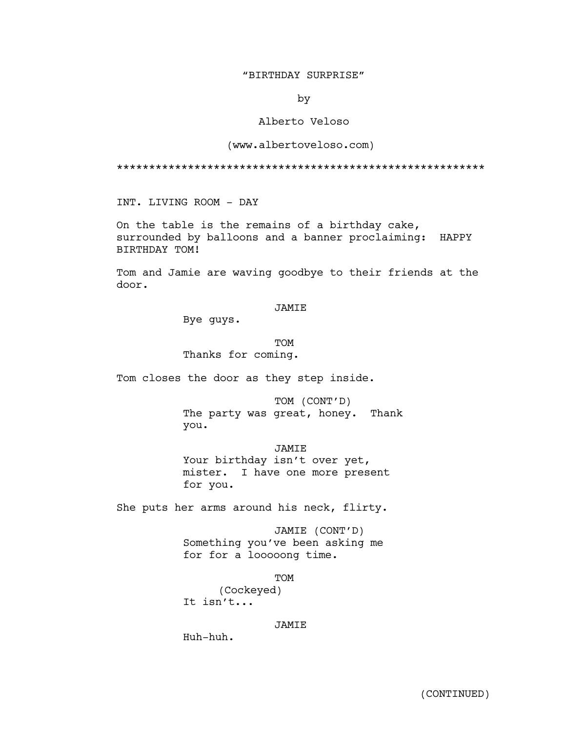"BIRTHDAY SURPRISE"

by

Alberto Veloso

(www.albertoveloso.com)

*******************************************************

INT. LIVING ROOM - DAY

On the table is the remains of a birthday cake, surrounded by balloons and a banner proclaiming: HAPPY BIRTHDAY TOM!

Tom and Jamie are waving goodbye to their friends at the door.

JAMIE

Bye guys.

TOM

Thanks for coming.

Tom closes the door as they step inside.

TOM (CONT'D)

The party was great, honey. Thank you.

JAMIE

Your birthday isn't over yet, mister. I have one more present for you.

She puts her arms around his neck, flirty.

JAMIE (CONT'D)

Something you've been asking me for for a looooong time.

TOM

(Cockeyed)

It isn't...

JAMIE

Huh-huh.

(CONTINUED)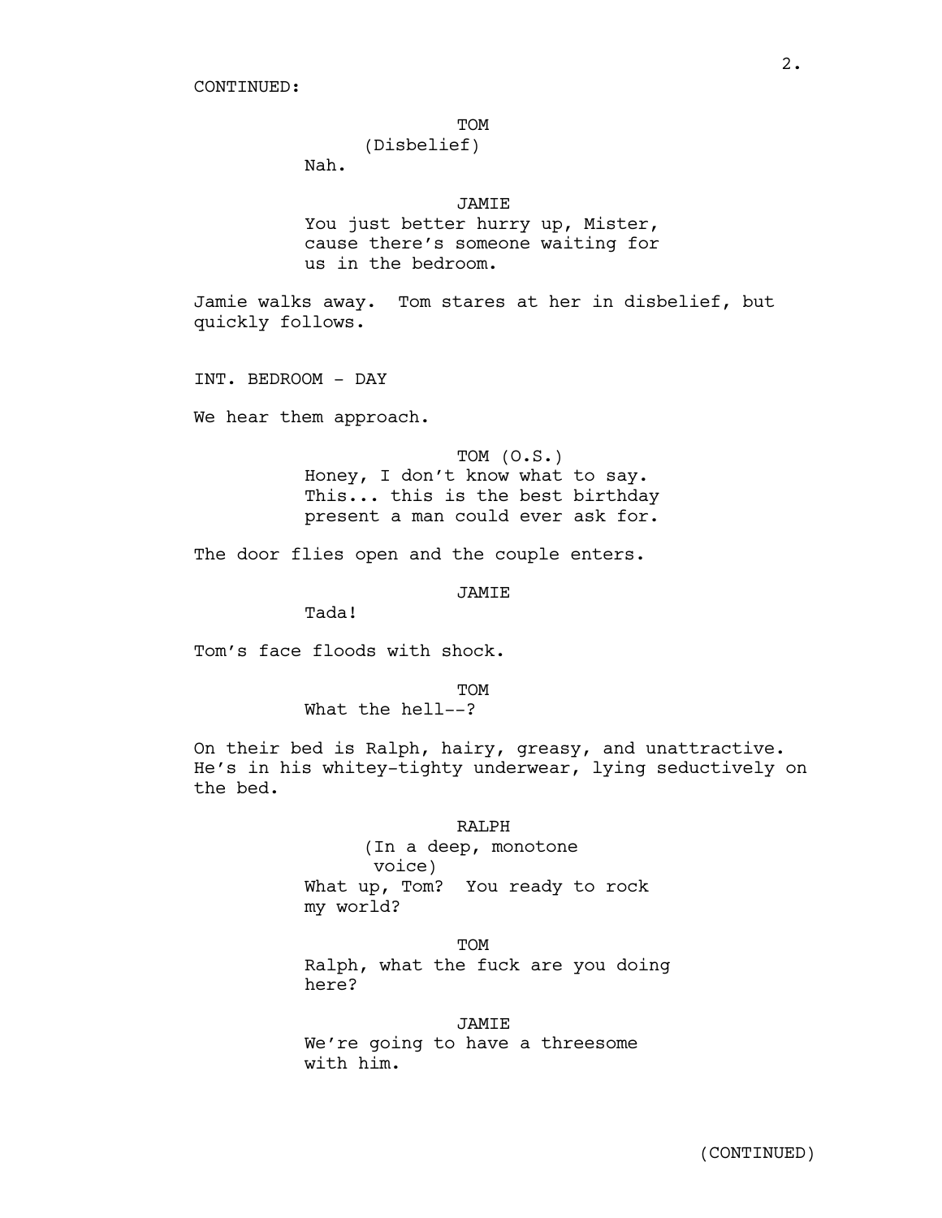CONTINUED:

TOM
(Disbelief)
Nah.

JAMIE
You just better hurry up, Mister, cause there's someone waiting for us in the bedroom.

Jamie walks away. Tom stares at her in disbelief, but quickly follows.

INT. BEDROOM - DAY

We hear them approach.

TOM (O.S.)
Honey, I don't know what to say. This... this is the best birthday present a man could ever ask for.

The door flies open and the couple enters.

JAMIE
Tada!

Tom's face floods with shock.

TOM
What the hell--?

On their bed is Ralph, hairy, greasy, and unattractive. He's in his whitey-tighty underwear, lying seductively on the bed.

RALPH
(In a deep, monotone voice)
What up, Tom? You ready to rock my world?

TOM
Ralph, what the fuck are you doing here?

JAMIE
We're going to have a threesome with him.

(CONTINUED)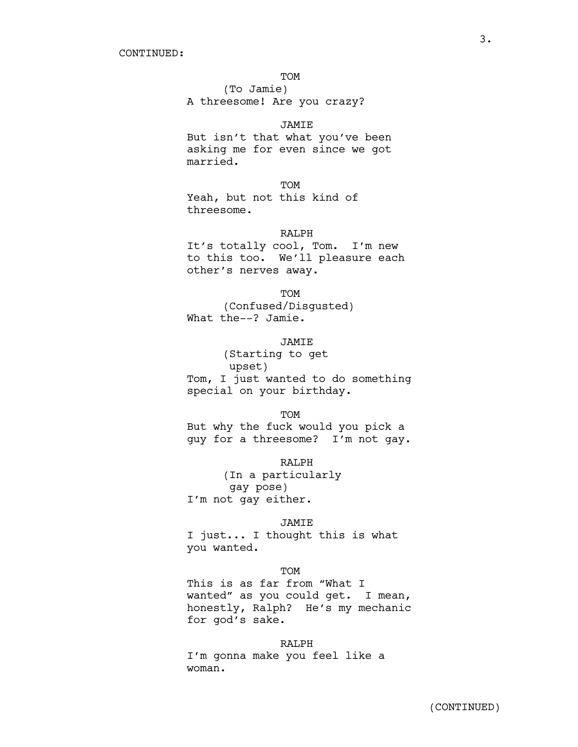CONTINUED:

TOM
(To Jamie)
A threesome! Are you crazy?

JAMIE
But isn't that what you've been asking me for even since we got married.

TOM
Yeah, but not this kind of threesome.

RALPH
It's totally cool, Tom. I'm new to this too. We'll pleasure each other's nerves away.

TOM
(Confused/Disgusted)
What the--? Jamie.

JAMIE
(Starting to get upset)
Tom, I just wanted to do something special on your birthday.

TOM
But why the fuck would you pick a guy for a threesome? I'm not gay.

RALPH
(In a particularly gay pose)
I'm not gay either.

JAMIE
I just... I thought this is what you wanted.

TOM
This is as far from "What I wanted" as you could get. I mean, honestly, Ralph? He's my mechanic for god's sake.

RALPH
I'm gonna make you feel like a woman.

(CONTINUED)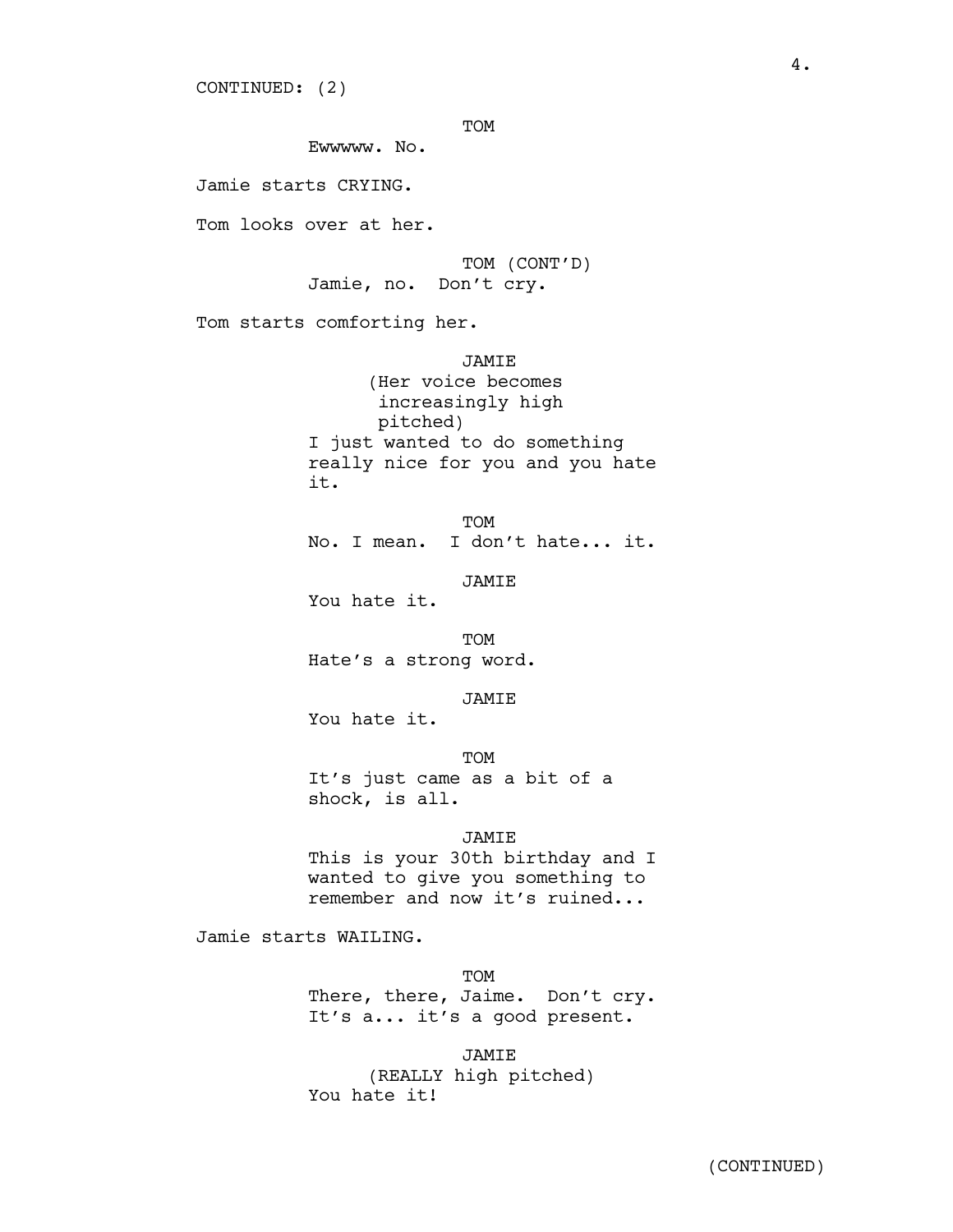CONTINUED: (2)

TOM
Ewwwww. No.

Jamie starts CRYING.

Tom looks over at her.

TOM (CONT'D)
Jamie, no.  Don't cry.

Tom starts comforting her.

JAMIE
(Her voice becomes increasingly high pitched)
I just wanted to do something really nice for you and you hate it.

TOM
No. I mean.  I don't hate... it.

JAMIE
You hate it.

TOM
Hate's a strong word.

JAMIE
You hate it.

TOM
It's just came as a bit of a shock, is all.

JAMIE
This is your 30th birthday and I wanted to give you something to remember and now it's ruined...

Jamie starts WAILING.

TOM
There, there, Jaime.  Don't cry. It's a... it's a good present.

JAMIE
(REALLY high pitched)
You hate it!

(CONTINUED)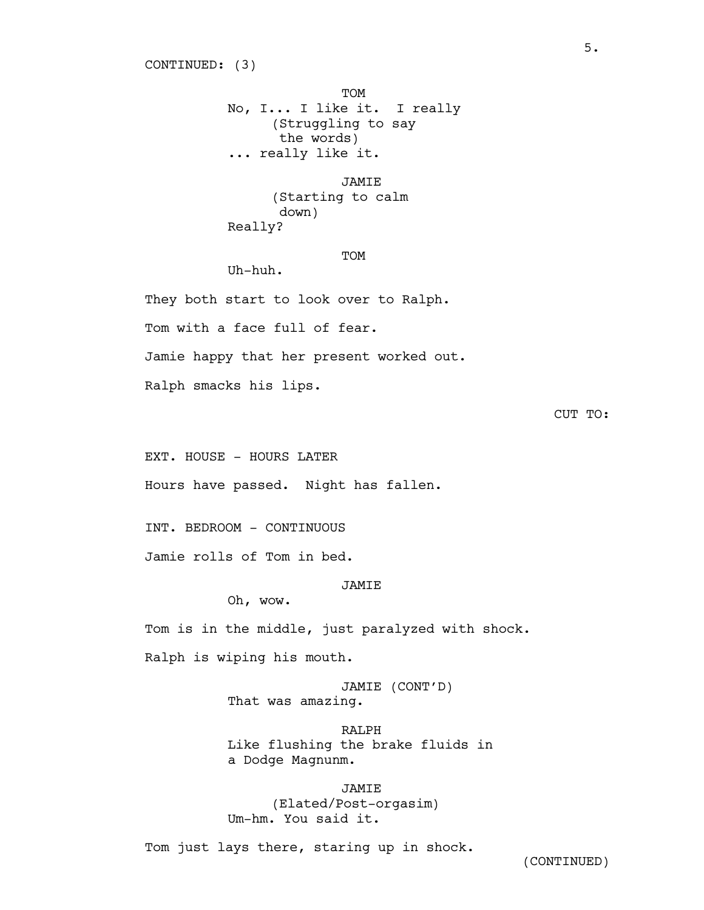CONTINUED: (3)

TOM
No, I... I like it. I really
(Struggling to say
the words)
... really like it.

JAMIE
(Starting to calm
down)
Really?

TOM
Uh-huh.

They both start to look over to Ralph.

Tom with a face full of fear.

Jamie happy that her present worked out.

Ralph smacks his lips.

CUT TO:

EXT. HOUSE - HOURS LATER

Hours have passed. Night has fallen.

INT. BEDROOM - CONTINUOUS

Jamie rolls of Tom in bed.

JAMIE
Oh, wow.

Tom is in the middle, just paralyzed with shock.

Ralph is wiping his mouth.

JAMIE (CONT'D)
That was amazing.

RALPH
Like flushing the brake fluids in
a Dodge Magnunm.

JAMIE
(Elated/Post-orgasim)
Um-hm. You said it.

Tom just lays there, staring up in shock.

(CONTINUED)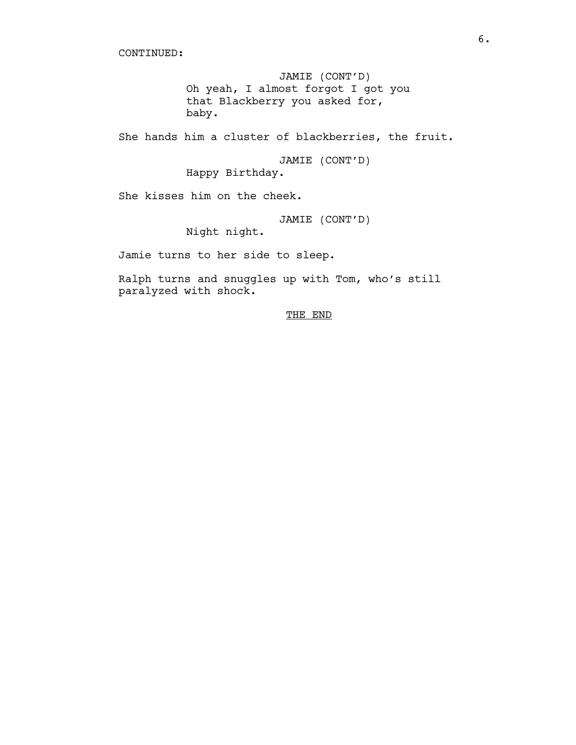CONTINUED:

JAMIE (CONT'D)
Oh yeah, I almost forgot I got you that Blackberry you asked for, baby.

She hands him a cluster of blackberries, the fruit.

JAMIE (CONT'D)
Happy Birthday.

She kisses him on the cheek.

JAMIE (CONT'D)
Night night.

Jamie turns to her side to sleep.

Ralph turns and snuggles up with Tom, who's still paralyzed with shock.

<u>THE END</u>